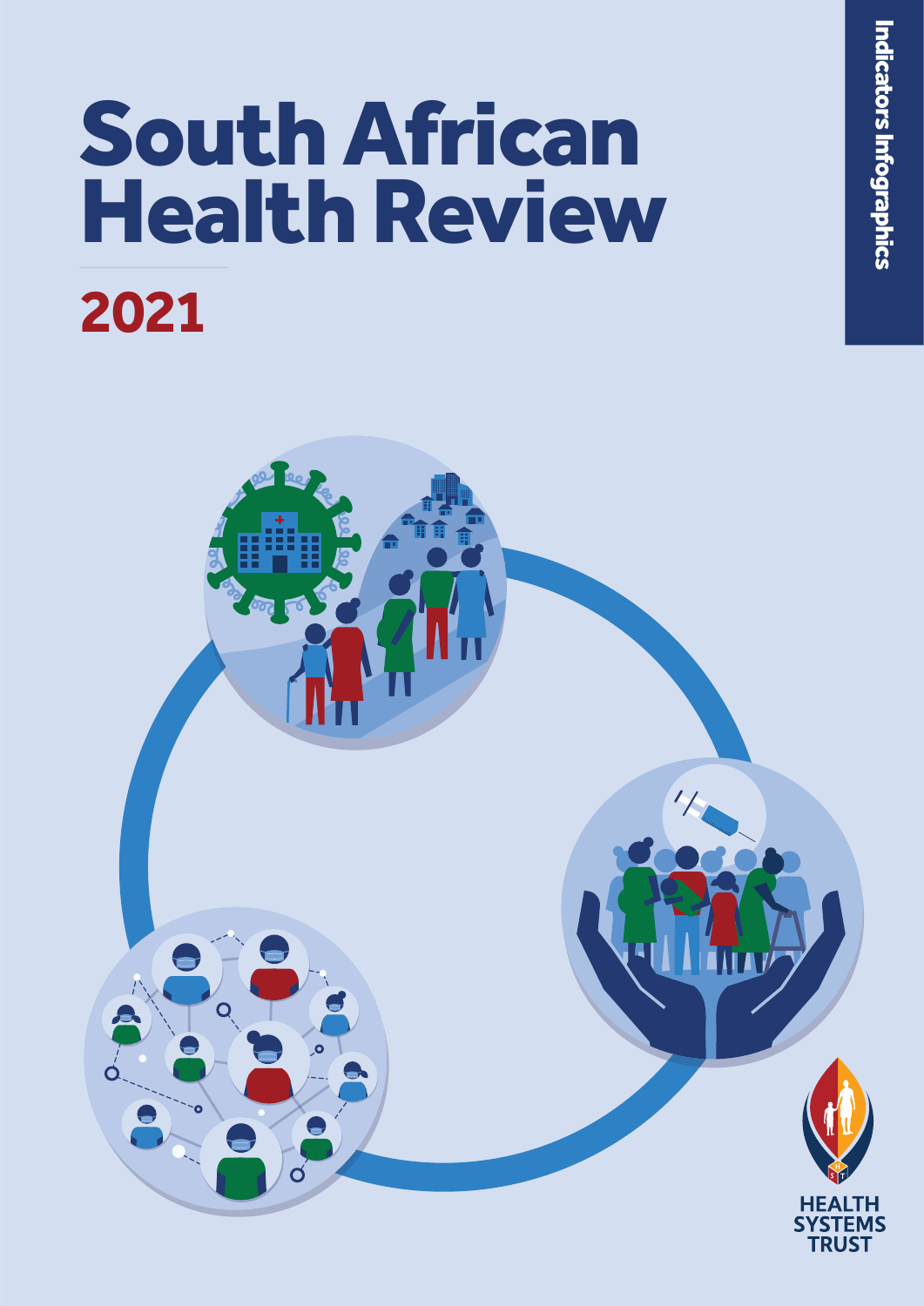# South African Health Review

## 2021

Indicators Infographics

HEALTH SYSTEMS TRUST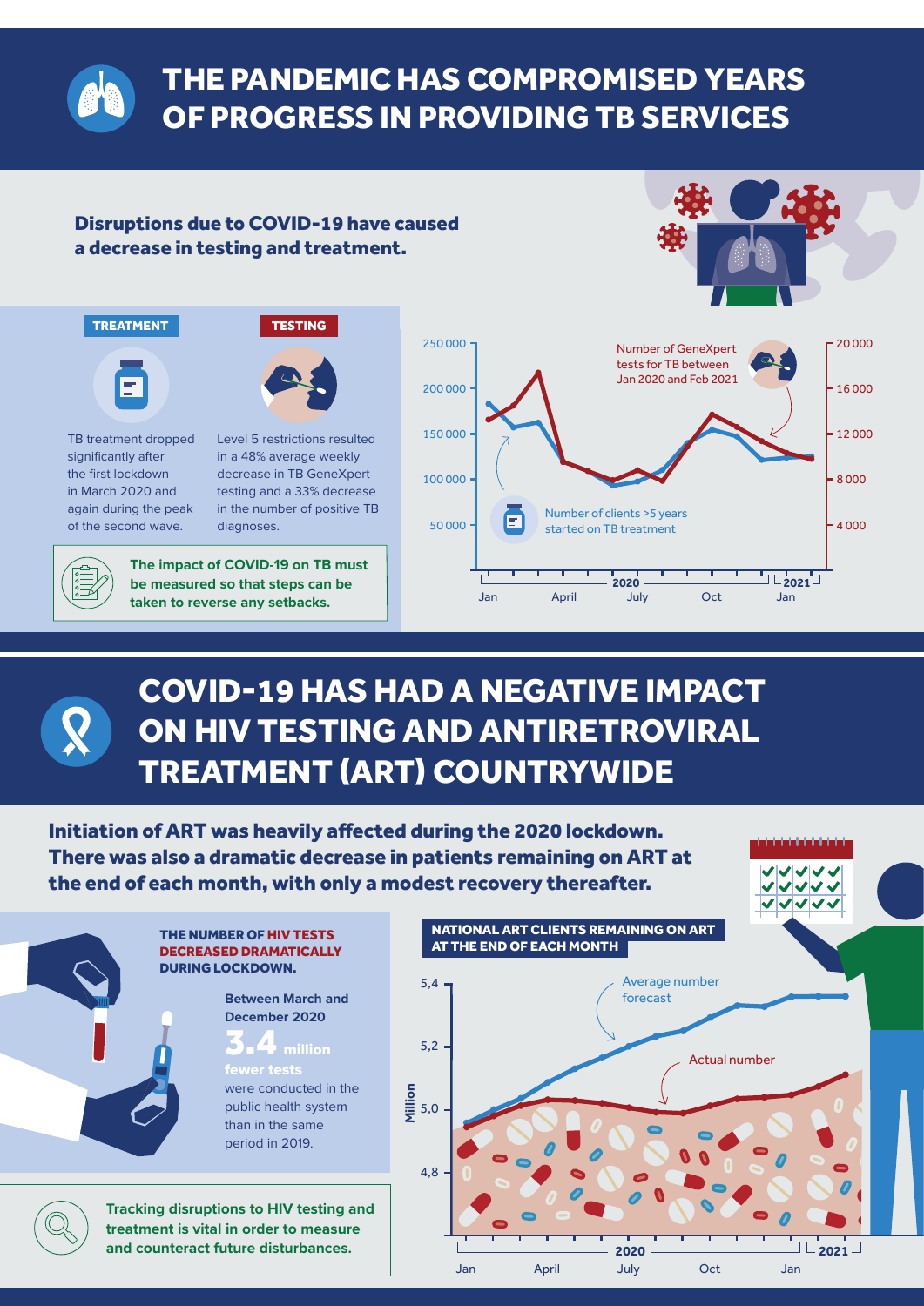# THE PANDEMIC HAS COMPROMISED YEARS OF PROGRESS IN PROVIDING TB SERVICES

**Disruptions due to COVID-19 have caused a decrease in testing and treatment.**

**TREATMENT**

TB treatment dropped significantly after the first lockdown in March 2020 and again during the peak of the second wave.

**TESTING**

Level 5 restrictions resulted in a 48% average weekly decrease in TB GeneXpert testing and a 33% decrease in the number of positive TB diagnoses.

**The impact of COVID-19 on TB must be measured so that steps can be taken to reverse any setbacks.**

Number of GeneXpert tests for TB between Jan 2020 and Feb 2021

Number of clients >5 years started on TB treatment

250 000 | 200 000 | 150 000 | 100 000 | 50 000

20 000 | 16 000 | 12 000 | 8 000 | 4 000

Jan | April | July | Oct | Jan

2020 | 2021

# COVID-19 HAS HAD A NEGATIVE IMPACT ON HIV TESTING AND ANTIRETROVIRAL TREATMENT (ART) COUNTRYWIDE

**Initiation of ART was heavily affected during the 2020 lockdown. There was also a dramatic decrease in patients remaining on ART at the end of each month, with only a modest recovery thereafter.**

**THE NUMBER OF HIV TESTS DECREASED DRAMATICALLY DURING LOCKDOWN.**

**Between March and December 2020**

**3.4 million fewer tests** were conducted in the public health system than in the same period in 2019.

**Tracking disruptions to HIV testing and treatment is vital in order to measure and counteract future disturbances.**

**NATIONAL ART CLIENTS REMAINING ON ART AT THE END OF EACH MONTH**

Average number forecast

Actual number

Million

5,4 | 5,2 | 5,0 | 4,8

Jan | April | July | Oct | Jan

2020 | 2021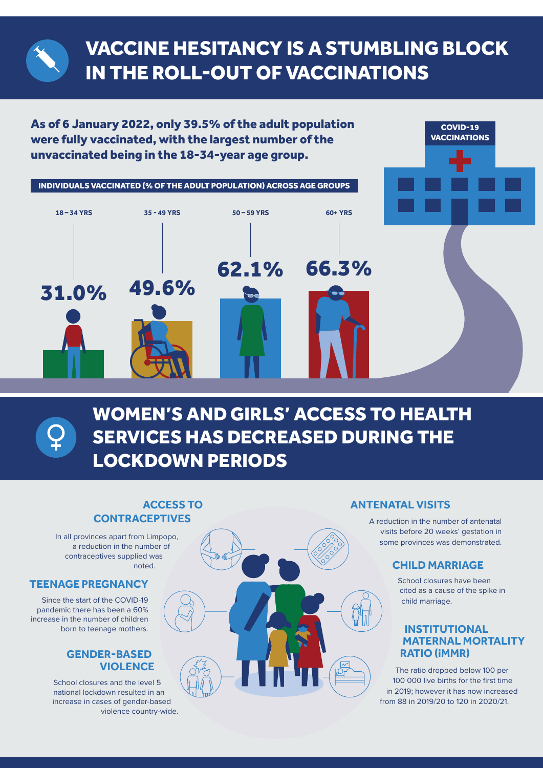# VACCINE HESITANCY IS A STUMBLING BLOCK IN THE ROLL-OUT OF VACCINATIONS

**As of 6 January 2022, only 39.5% of the adult population were fully vaccinated, with the largest number of the unvaccinated being in the 18-34-year age group.**

COVID-19 VACCINATIONS

**INDIVIDUALS VACCINATED (% OF THE ADULT POPULATION) ACROSS AGE GROUPS**

| 18 – 34 YRS | 35 - 49 YRS | 50 – 59 YRS | 60+ YRS |
| --- | --- | --- | --- |
| 31.0% | 49.6% | 62.1% | 66.3% |

# WOMEN'S AND GIRLS' ACCESS TO HEALTH SERVICES HAS DECREASED DURING THE LOCKDOWN PERIODS

### ACCESS TO CONTRACEPTIVES

In all provinces apart from Limpopo, a reduction in the number of contraceptives supplied was noted.

### TEENAGE PREGNANCY

Since the start of the COVID-19 pandemic there has been a 60% increase in the number of children born to teenage mothers.

### GENDER-BASED VIOLENCE

School closures and the level 5 national lockdown resulted in an increase in cases of gender-based violence country-wide.

### ANTENATAL VISITS

A reduction in the number of antenatal visits before 20 weeks' gestation in some provinces was demonstrated.

### CHILD MARRIAGE

School closures have been cited as a cause of the spike in child marriage.

### INSTITUTIONAL MATERNAL MORTALITY RATIO (iMMR)

The ratio dropped below 100 per 100 000 live births for the first time in 2019; however it has now increased from 88 in 2019/20 to 120 in 2020/21.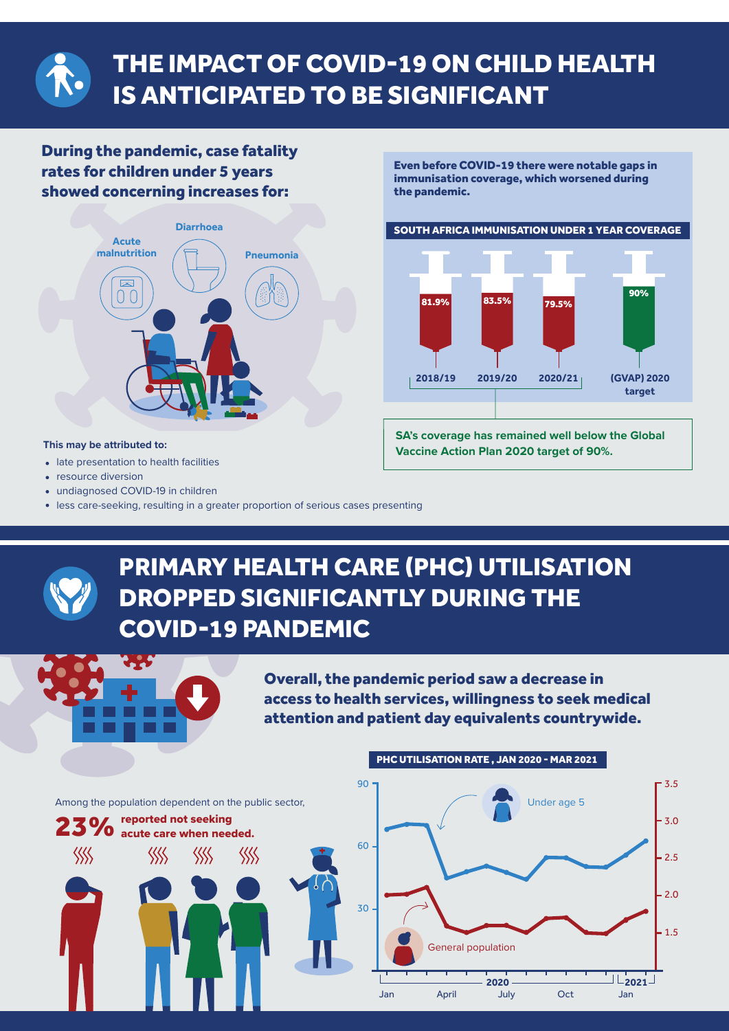# THE IMPACT OF COVID-19 ON CHILD HEALTH IS ANTICIPATED TO BE SIGNIFICANT

## During the pandemic, case fatality rates for children under 5 years showed concerning increases for:

- Acute malnutrition
- Diarrhoea
- Pneumonia

**This may be attributed to:**

- late presentation to health facilities
- resource diversion
- undiagnosed COVID-19 in children
- less care-seeking, resulting in a greater proportion of serious cases presenting

**Even before COVID-19 there were notable gaps in immunisation coverage, which worsened during the pandemic.**

**SOUTH AFRICA IMMUNISATION UNDER 1 YEAR COVERAGE**

| Year | Coverage |
|---|---|
| 2018/19 | 81.9% |
| 2019/20 | 83.5% |
| 2020/21 | 79.5% |
| (GVAP) 2020 target | 90% |

**SA's coverage has remained well below the Global Vaccine Action Plan 2020 target of 90%.**

# PRIMARY HEALTH CARE (PHC) UTILISATION DROPPED SIGNIFICANTLY DURING THE COVID-19 PANDEMIC

## Overall, the pandemic period saw a decrease in access to health services, willingness to seek medical attention and patient day equivalents countrywide.

Among the population dependent on the public sector, **23% reported not seeking acute care when needed.**

**PHC UTILISATION RATE, JAN 2020 - MAR 2021**

Under age 5 (left axis: 30, 60, 90); General population (right axis: 1.5, 2.0, 2.5, 3.0, 3.5)

2020: Jan, April, July, Oct; 2021: Jan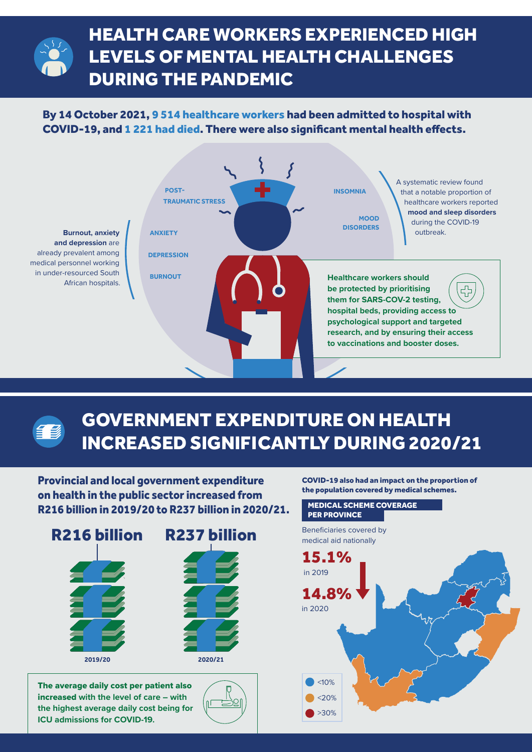# HEALTH CARE WORKERS EXPERIENCED HIGH LEVELS OF MENTAL HEALTH CHALLENGES DURING THE PANDEMIC

**By 14 October 2021, 9 514 healthcare workers had been admitted to hospital with COVID-19, and 1 221 had died. There were also significant mental health effects.**

POST-TRAUMATIC STRESS

ANXIETY

DEPRESSION

BURNOUT

INSOMNIA

MOOD DISORDERS

**Burnout, anxiety and depression** are already prevalent among medical personnel working in under-resourced South African hospitals.

A systematic review found that a notable proportion of healthcare workers reported **mood and sleep disorders** during the COVID-19 outbreak.

**Healthcare workers should be protected by prioritising them for SARS-COV-2 testing, hospital beds, providing access to psychological support and targeted research, and by ensuring their access to vaccinations and booster doses.**

# GOVERNMENT EXPENDITURE ON HEALTH INCREASED SIGNIFICANTLY DURING 2020/21

**Provincial and local government expenditure on health in the public sector increased from R216 billion in 2019/20 to R237 billion in 2020/21.**

R216 billion

2019/20

R237 billion

2020/21

**The average daily cost per patient also increased** with the level of care – with the highest average daily cost being for ICU admissions for COVID-19.

**COVID-19 also had an impact on the proportion of the population covered by medical schemes.**

**MEDICAL SCHEME COVERAGE PER PROVINCE**

Beneficiaries covered by medical aid nationally

**15.1%** in 2019

**14.8%** in 2020

<10%

<20%

>30%